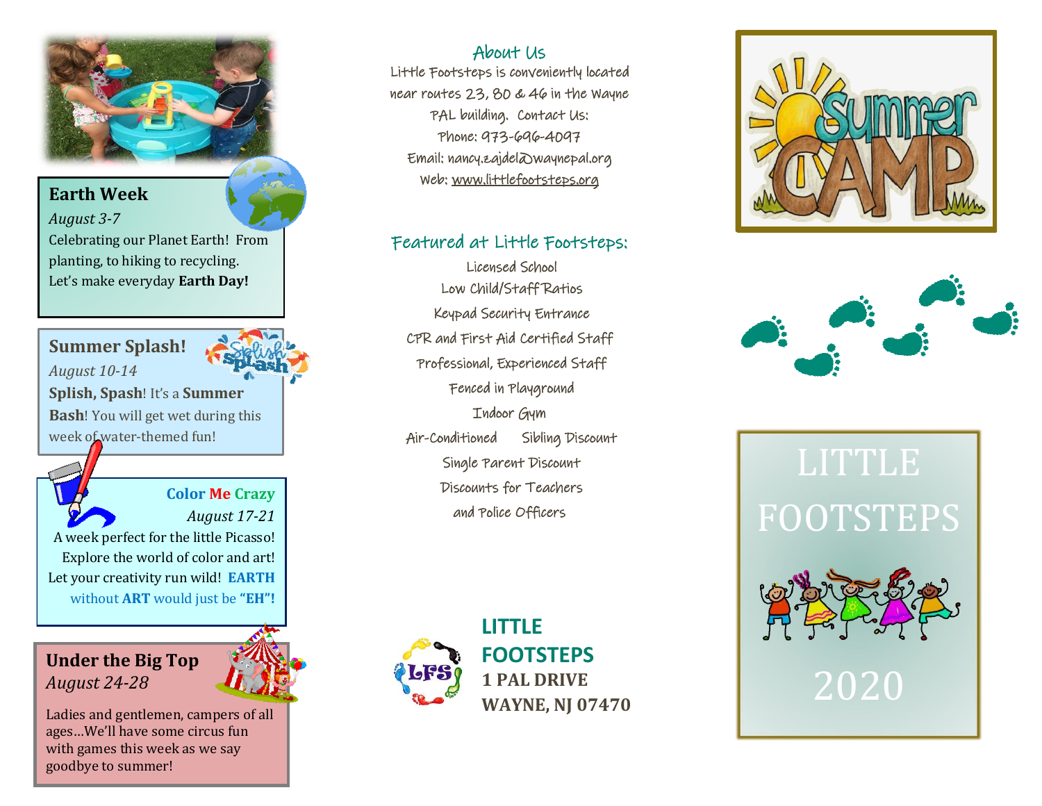## Earth Week

*August 3-7*

Celebrating our Planet Earth! From planting, to hiking to recycling. Let's make everyday **Earth Day!**

## Summer Splash!

*August 10-14*

**Splish, Spash**! It's a **Summer Bash**! You will get wet during this week of water-themed fun!

## Color Me Crazy

*August 17-21*

A week perfect for the little Picasso! Explore the world of color and art! Let your creativity run wild! **EARTH** without **ART** would just be **"EH"!**

## Under the Big Top

*August 24-28*

Ladies and gentlemen, campers of all ages…We'll have some circus fun with games this week as we say goodbye to summer!

## About Us

Little Footsteps is conveniently located near routes 23, 80 & 46 in the Wayne PAL building. Contact Us:

Phone: 973-696-4097

Email: nancy.zajdel@waynepal.org

Web: www.littlefootsteps.org

## Featured at Little Footsteps:

Licensed School

Low Child/Staff Ratios

Keypad Security Entrance

CPR and First Aid Certified Staff

Professional, Experienced Staff

Fenced in Playground

Indoor Gym

Air-Conditioned Sibling Discount

Single Parent Discount

Discounts for Teachers and Police Officers

**LITTLE FOOTSTEPS**
**1 PAL DRIVE**
**WAYNE, NJ 07470**

Summer CAMP

# LITTLE FOOTSTEPS

# 2020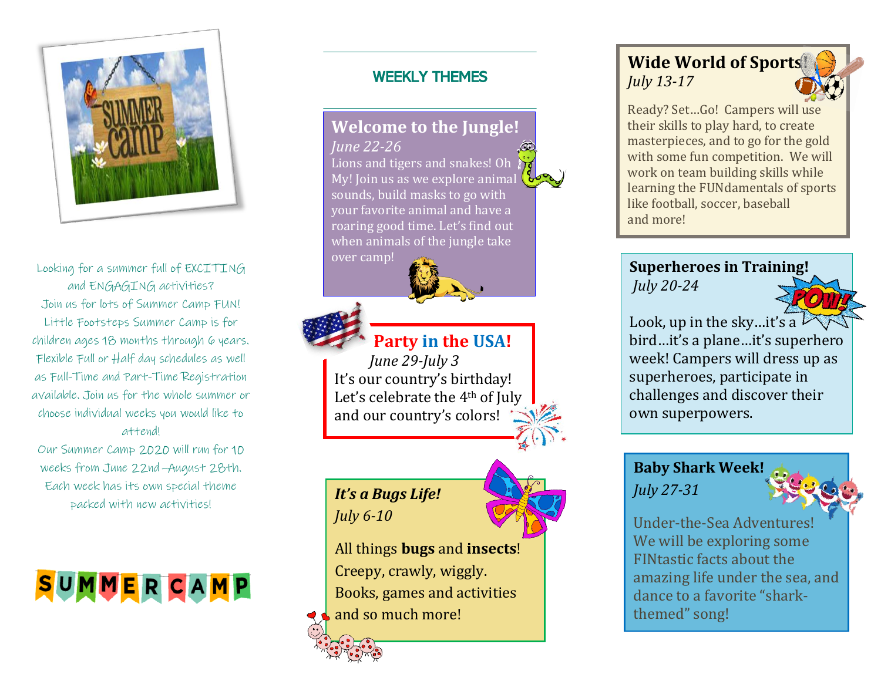Looking for a summer full of EXCITING and ENGAGING activities?
Join us for lots of Summer Camp FUN!
Little Footsteps Summer Camp is for children ages 18 months through 6 years. Flexible Full or Half day schedules as well as Full-Time and Part-Time Registration available. Join us for the whole summer or choose individual weeks you would like to attend!
Our Summer Camp 2020 will run for 10 weeks from June 22nd –August 28th. Each week has its own special theme packed with new activities!

SUMMER CAMP

## WEEKLY THEMES

### Welcome to the Jungle!

*June 22-26*

Lions and tigers and snakes! Oh My! Join us as we explore animal sounds, build masks to go with your favorite animal and have a roaring good time. Let's find out when animals of the jungle take over camp!

### Party in the USA!

*June 29-July 3*

It's our country's birthday! Let's celebrate the 4th of July and our country's colors!

### *It's a Bugs Life!*

*July 6-10*

All things **bugs** and **insects**! Creepy, crawly, wiggly. Books, games and activities and so much more!

### Wide World of Sports

*July 13-17*

Ready? Set…Go! Campers will use their skills to play hard, to create masterpieces, and to go for the gold with some fun competition. We will work on team building skills while learning the FUNdamentals of sports like football, soccer, baseball and more!

### Superheroes in Training!

*July 20-24*

Look, up in the sky…it's a bird…it's a plane…it's superhero week! Campers will dress up as superheroes, participate in challenges and discover their own superpowers.

### Baby Shark Week!

*July 27-31*

Under-the-Sea Adventures! We will be exploring some FINtastic facts about the amazing life under the sea, and dance to a favorite "shark-themed" song!